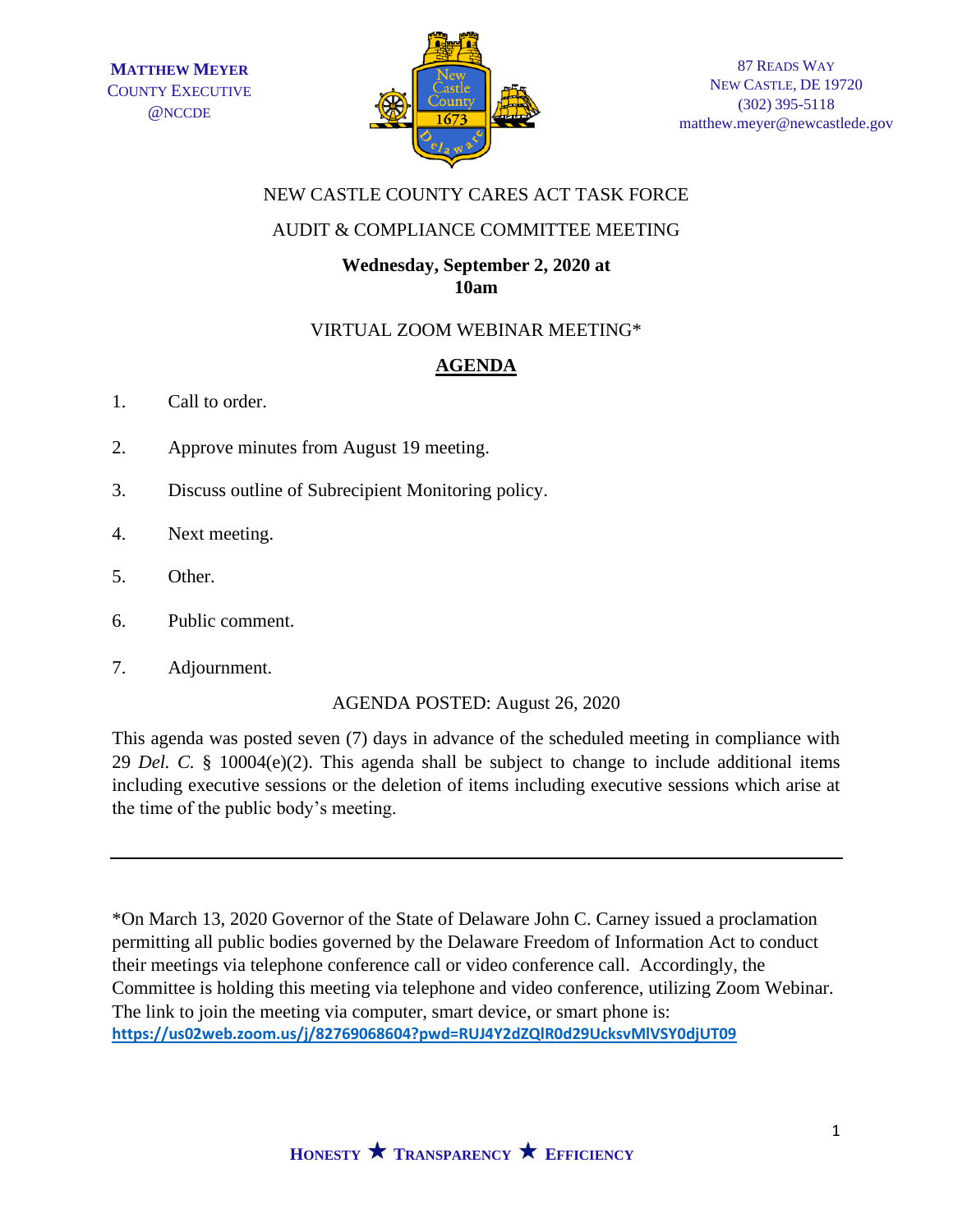**MATTHEW MEYER**
COUNTY EXECUTIVE
@NCCDE

87 READS WAY
NEW CASTLE, DE 19720
(302) 395-5118
matthew.meyer@newcastlede.gov

NEW CASTLE COUNTY CARES ACT TASK FORCE

AUDIT & COMPLIANCE COMMITTEE MEETING

**Wednesday, September 2, 2020 at 10am**

VIRTUAL ZOOM WEBINAR MEETING*

## AGENDA

1. Call to order.
2. Approve minutes from August 19 meeting.
3. Discuss outline of Subrecipient Monitoring policy.
4. Next meeting.
5. Other.
6. Public comment.
7. Adjournment.

AGENDA POSTED: August 26, 2020

This agenda was posted seven (7) days in advance of the scheduled meeting in compliance with 29 *Del. C.* § 10004(e)(2). This agenda shall be subject to change to include additional items including executive sessions or the deletion of items including executive sessions which arise at the time of the public body's meeting.

---

*On March 13, 2020 Governor of the State of Delaware John C. Carney issued a proclamation permitting all public bodies governed by the Delaware Freedom of Information Act to conduct their meetings via telephone conference call or video conference call. Accordingly, the Committee is holding this meeting via telephone and video conference, utilizing Zoom Webinar. The link to join the meeting via computer, smart device, or smart phone is: https://us02web.zoom.us/j/82769068604?pwd=RUJ4Y2dZQlR0d29UcksvMlVSY0djUT09

HONESTY ★ TRANSPARENCY ★ EFFICIENCY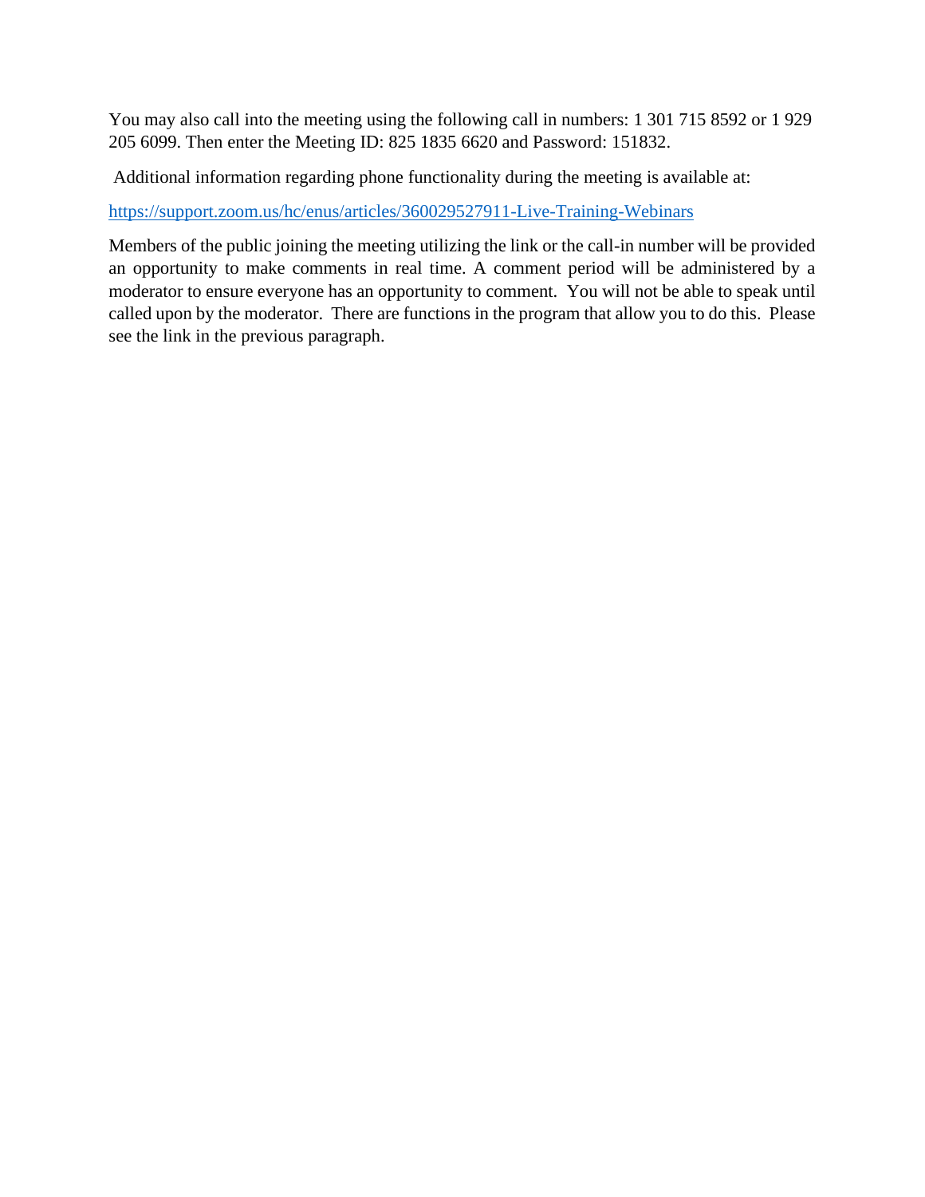You may also call into the meeting using the following call in numbers: 1 301 715 8592 or 1 929 205 6099. Then enter the Meeting ID: 825 1835 6620 and Password: 151832.

Additional information regarding phone functionality during the meeting is available at:

[https://support.zoom.us/hc/enus/articles/360029527911-Live-Training-Webinars](https://support.zoom.us/hc/enus/articles/360029527911-Live-Training-Webinars)

Members of the public joining the meeting utilizing the link or the call-in number will be provided an opportunity to make comments in real time. A comment period will be administered by a moderator to ensure everyone has an opportunity to comment. You will not be able to speak until called upon by the moderator. There are functions in the program that allow you to do this. Please see the link in the previous paragraph.